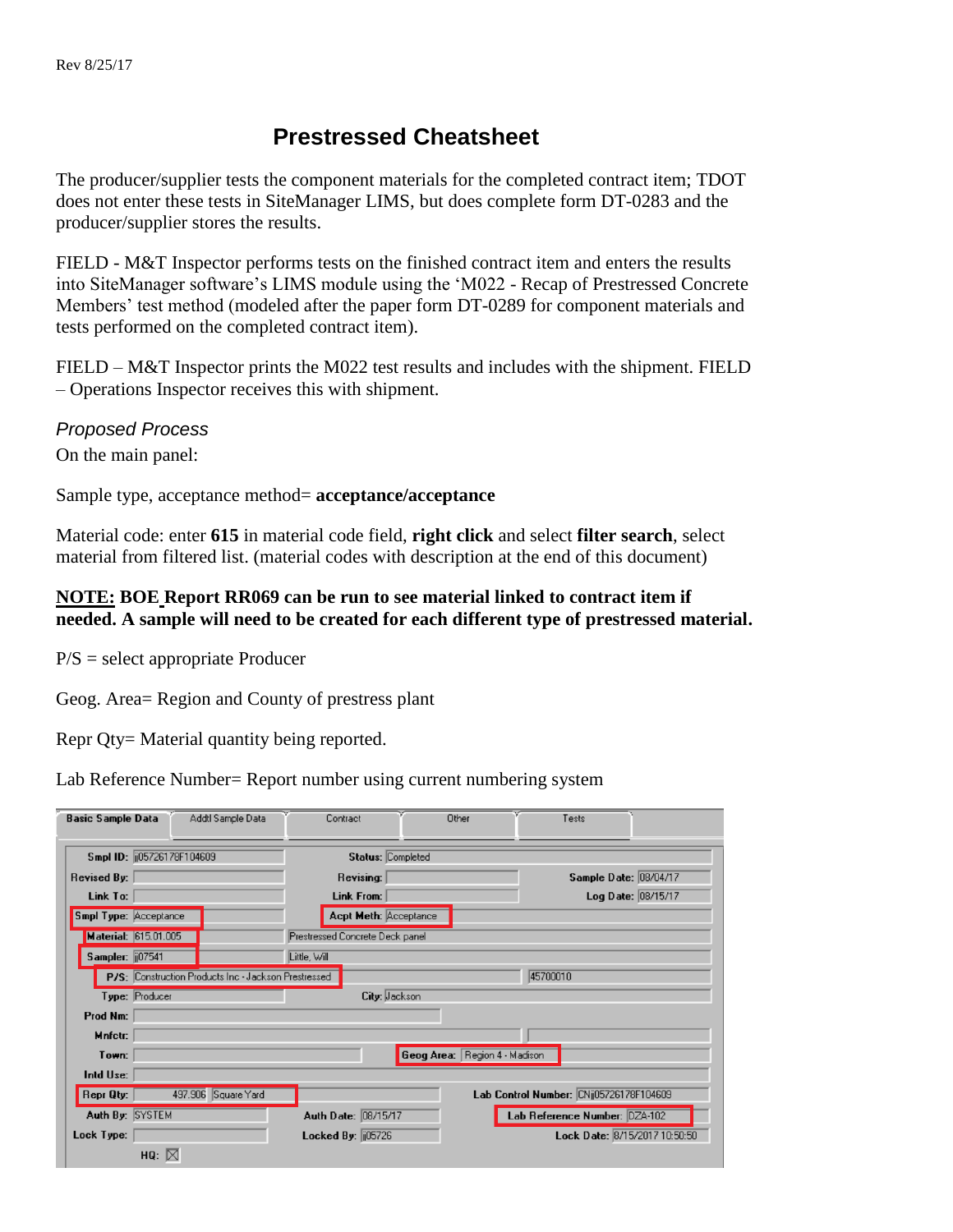# Prestressed Cheatsheet

The producer/supplier tests the component materials for the completed contract item; TDOT does not enter these tests in SiteManager LIMS, but does complete form DT-0283 and the producer/supplier stores the results.

FIELD - M&T Inspector performs tests on the finished contract item and enters the results into SiteManager software's LIMS module using the 'M022 - Recap of Prestressed Concrete Members' test method (modeled after the paper form DT-0289 for component materials and tests performed on the completed contract item).

FIELD – M&T Inspector prints the M022 test results and includes with the shipment. FIELD – Operations Inspector receives this with shipment.

*Proposed Process*

On the main panel:

Sample type, acceptance method= **acceptance/acceptance**

Material code: enter **615** in material code field, **right click** and select **filter search**, select material from filtered list. (material codes with description at the end of this document)

**<u>NOTE:</u> BOE Report RR069 can be run to see material linked to contract item if needed. A sample will need to be created for each different type of prestressed material.**

P/S = select appropriate Producer

Geog. Area= Region and County of prestress plant

Repr Qty= Material quantity being reported.

Lab Reference Number= Report number using current numbering system

Basic Sample Data | Addtl Sample Data | Contract | Other | Tests

| Field | Value | Field | Value | Field | Value |
|---|---|---|---|---|---|
| Smpl ID: | jj05726178F104609 | Status: | Completed | | |
| Revised By: | | Revising: | | Sample Date: | 08/04/17 |
| Link To: | | Link From: | | Log Date: | 08/15/17 |
| Smpl Type: | Acceptance | Acpt Meth: | Acceptance | | |
| Material: | 615.01.005 | | Prestressed Concrete Deck panel | | |
| Sampler: | jj07541 | | Little, Will | | |
| P/S: | Construction Products Inc - Jackson Prestressed | | | | 45700010 |
| Type: | Producer | City: | Jackson | | |
| Prod Nm: | | | | | |
| Mnfctr: | | | | | |
| Town: | | Geog Area: | Region 4 - Madison | | |
| Intd Use: | | | | | |
| Repr Qty: | 497.906 Square Yard | | | Lab Control Number: | CNjj05726178F104609 |
| Auth By: | SYSTEM | Auth Date: | 08/15/17 | Lab Reference Number: | DZA-102 |
| Lock Type: | | Locked By: | jj05726 | Lock Date: | 8/15/2017 10:50:50 |
| HQ: | ☒ | | | | |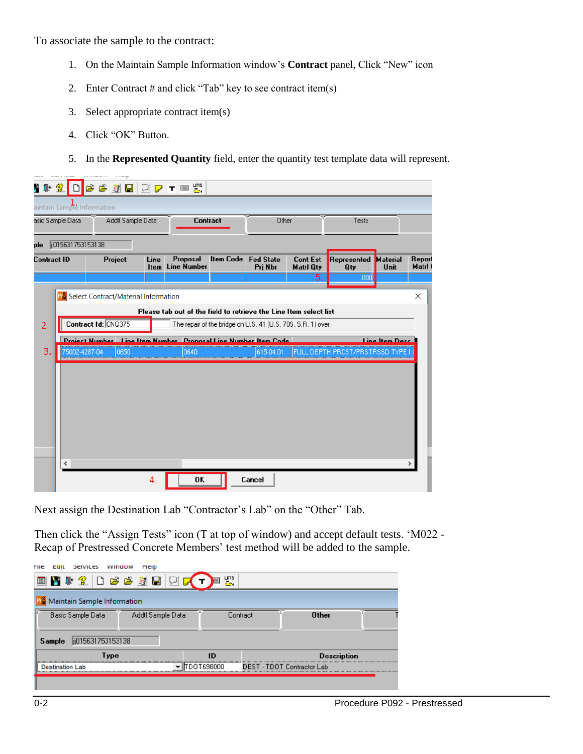To associate the sample to the contract:

1. On the Maintain Sample Information window's **Contract** panel, Click "New" icon
2. Enter Contract # and click "Tab" key to see contract item(s)
3. Select appropriate contract item(s)
4. Click "OK" Button.
5. In the **Represented Quantity** field, enter the quantity test template data will represent.

Next assign the Destination Lab "Contractor's Lab" on the "Other" Tab.

Then click the "Assign Tests" icon (T at top of window) and accept default tests. 'M022 - Recap of Prestressed Concrete Members' test method will be added to the sample.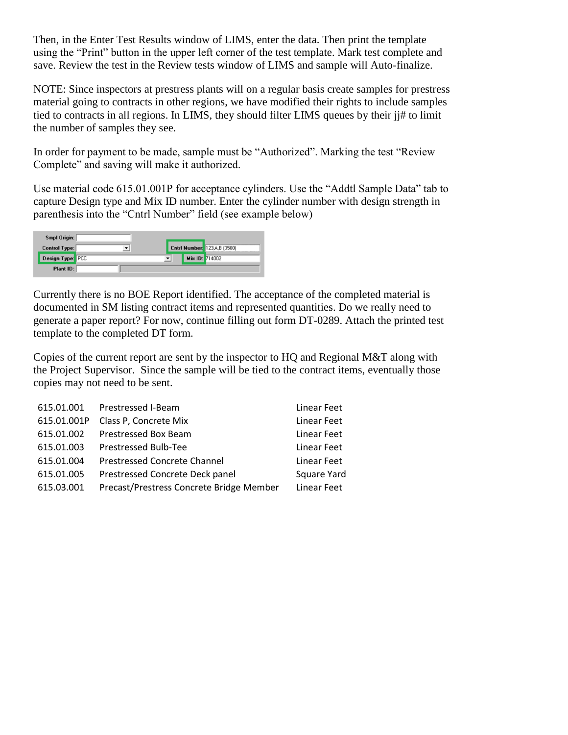Then, in the Enter Test Results window of LIMS, enter the data. Then print the template using the "Print" button in the upper left corner of the test template. Mark test complete and save. Review the test in the Review tests window of LIMS and sample will Auto-finalize.

NOTE: Since inspectors at prestress plants will on a regular basis create samples for prestress material going to contracts in other regions, we have modified their rights to include samples tied to contracts in all regions. In LIMS, they should filter LIMS queues by their jj# to limit the number of samples they see.

In order for payment to be made, sample must be "Authorized". Marking the test "Review Complete" and saving will make it authorized.

Use material code 615.01.001P for acceptance cylinders. Use the "Addtl Sample Data" tab to capture Design type and Mix ID number. Enter the cylinder number with design strength in parenthesis into the "Cntrl Number" field (see example below)

Smpl Origin:
Control Type:
Cntrl Number: 123,A,B (3500)
Design Type: PCC
Mix ID: 714002
Plant ID:

Currently there is no BOE Report identified. The acceptance of the completed material is documented in SM listing contract items and represented quantities. Do we really need to generate a paper report? For now, continue filling out form DT-0289. Attach the printed test template to the completed DT form.

Copies of the current report are sent by the inspector to HQ and Regional M&T along with the Project Supervisor. Since the sample will be tied to the contract items, eventually those copies may not need to be sent.

| | | |
|---|---|---|
| 615.01.001 | Prestressed I-Beam | Linear Feet |
| 615.01.001P | Class P, Concrete Mix | Linear Feet |
| 615.01.002 | Prestressed Box Beam | Linear Feet |
| 615.01.003 | Prestressed Bulb-Tee | Linear Feet |
| 615.01.004 | Prestressed Concrete Channel | Linear Feet |
| 615.01.005 | Prestressed Concrete Deck panel | Square Yard |
| 615.03.001 | Precast/Prestress Concrete Bridge Member | Linear Feet |